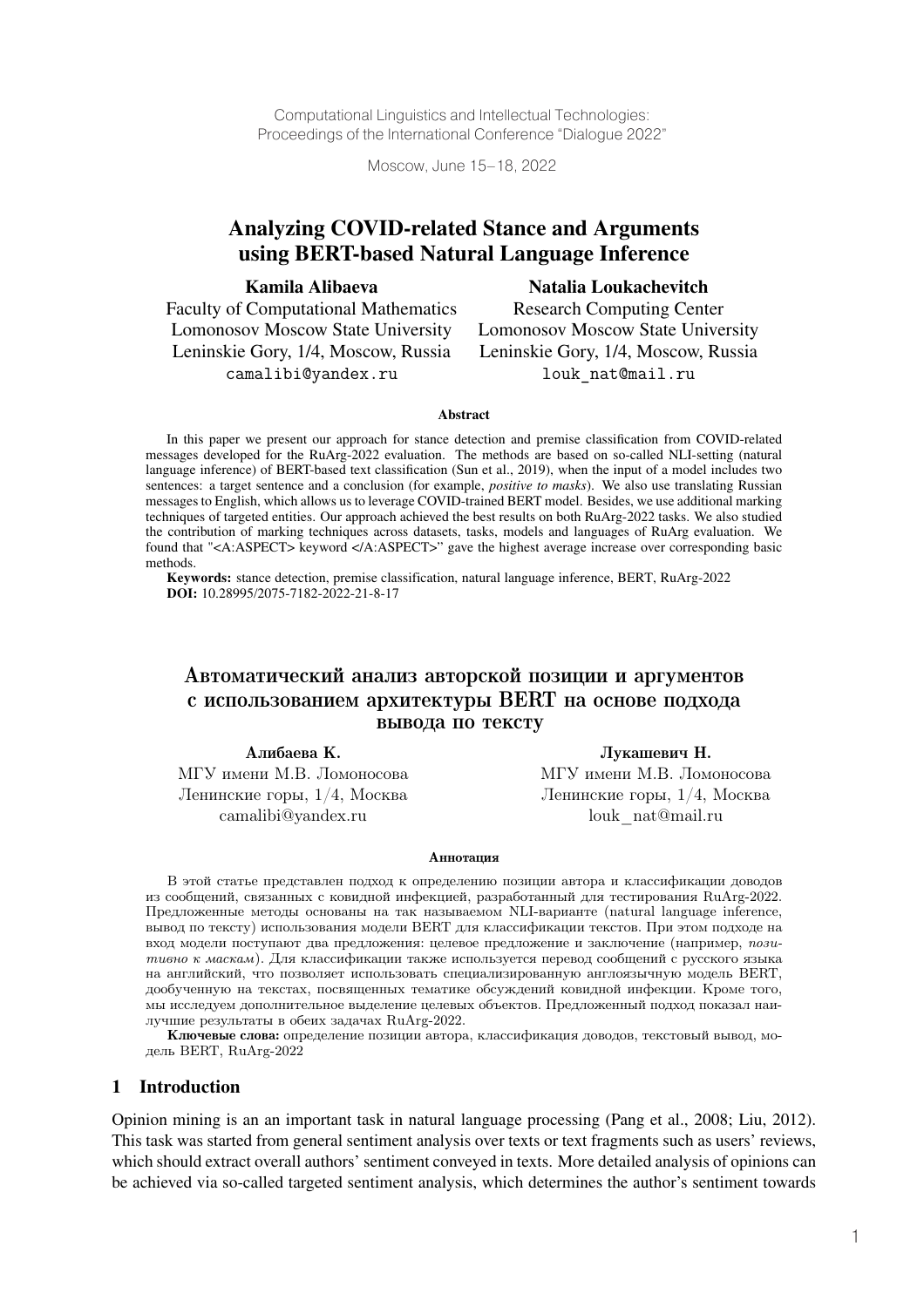Computational Linguistics and Intellectual Technologies:
Proceedings of the International Conference "Dialogue 2022"

Moscow, June 15–18, 2022

# Analyzing COVID-related Stance and Arguments using BERT-based Natural Language Inference

**Kamila Alibaeva**
Faculty of Computational Mathematics
Lomonosov Moscow State University
Leninskie Gory, 1/4, Moscow, Russia
camalibi@yandex.ru

**Natalia Loukachevitch**
Research Computing Center
Lomonosov Moscow State University
Leninskie Gory, 1/4, Moscow, Russia
louk_nat@mail.ru

### Abstract

In this paper we present our approach for stance detection and premise classification from COVID-related messages developed for the RuArg-2022 evaluation. The methods are based on so-called NLI-setting (natural language inference) of BERT-based text classification (Sun et al., 2019), when the input of a model includes two sentences: a target sentence and a conclusion (for example, *positive to masks*). We also use translating Russian messages to English, which allows us to leverage COVID-trained BERT model. Besides, we use additional marking techniques of targeted entities. Our approach achieved the best results on both RuArg-2022 tasks. We also studied the contribution of marking techniques across datasets, tasks, models and languages of RuArg evaluation. We found that "<A:ASPECT> keyword </A:ASPECT>" gave the highest average increase over corresponding basic methods.

**Keywords:** stance detection, premise classification, natural language inference, BERT, RuArg-2022
**DOI:** 10.28995/2075-7182-2022-21-8-17

# Автоматический анализ авторской позиции и аргументов с использованием архитектуры BERT на основе подхода вывода по тексту

**Алибаева К.**
МГУ имени М.В. Ломоносова
Ленинские горы, 1/4, Москва
camalibi@yandex.ru

**Лукашевич Н.**
МГУ имени М.В. Ломоносова
Ленинские горы, 1/4, Москва
louk_nat@mail.ru

### Аннотация

В этой статье представлен подход к определению позиции автора и классификации доводов из сообщений, связанных с ковидной инфекцией, разработанный для тестирования RuArg-2022. Предложенные методы основаны на так называемом NLI-варианте (natural language inference, вывод по тексту) использования модели BERT для классификации текстов. При этом подходе на вход модели поступают два предложения: целевое предложение и заключение (например, *позитивно к маскам*). Для классификации также используется перевод сообщений с русского языка на английский, что позволяет использовать специализированную англоязычную модель BERT, дообученную на текстах, посвященных тематике обсуждений ковидной инфекции. Кроме того, мы исследуем дополнительное выделение целевых объектов. Предложенный подход показал наилучшие результаты в обеих задачах RuArg-2022.

**Ключевые слова:** определение позиции автора, классификация доводов, текстовый вывод, модель BERT, RuArg-2022

## 1 Introduction

Opinion mining is an an important task in natural language processing (Pang et al., 2008; Liu, 2012). This task was started from general sentiment analysis over texts or text fragments such as users' reviews, which should extract overall authors' sentiment conveyed in texts. More detailed analysis of opinions can be achieved via so-called targeted sentiment analysis, which determines the author's sentiment towards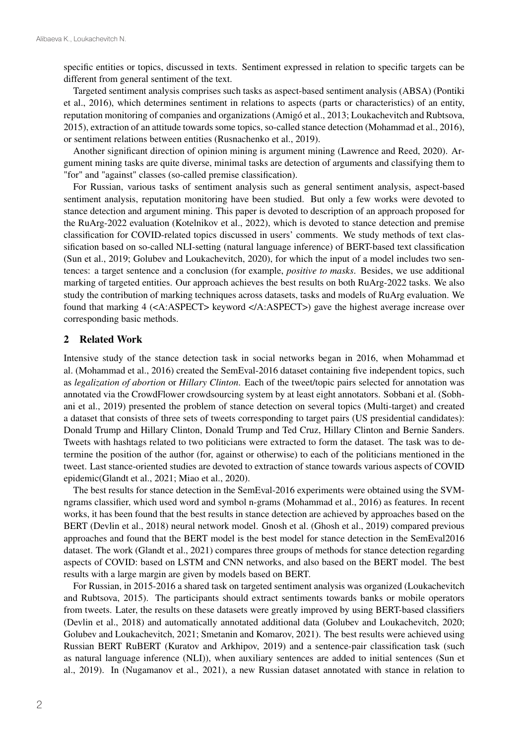specific entities or topics, discussed in texts. Sentiment expressed in relation to specific targets can be different from general sentiment of the text.

Targeted sentiment analysis comprises such tasks as aspect-based sentiment analysis (ABSA) (Pontiki et al., 2016), which determines sentiment in relations to aspects (parts or characteristics) of an entity, reputation monitoring of companies and organizations (Amigó et al., 2013; Loukachevitch and Rubtsova, 2015), extraction of an attitude towards some topics, so-called stance detection (Mohammad et al., 2016), or sentiment relations between entities (Rusnachenko et al., 2019).

Another significant direction of opinion mining is argument mining (Lawrence and Reed, 2020). Argument mining tasks are quite diverse, minimal tasks are detection of arguments and classifying them to "for" and "against" classes (so-called premise classification).

For Russian, various tasks of sentiment analysis such as general sentiment analysis, aspect-based sentiment analysis, reputation monitoring have been studied. But only a few works were devoted to stance detection and argument mining. This paper is devoted to description of an approach proposed for the RuArg-2022 evaluation (Kotelnikov et al., 2022), which is devoted to stance detection and premise classification for COVID-related topics discussed in users' comments. We study methods of text classification based on so-called NLI-setting (natural language inference) of BERT-based text classification (Sun et al., 2019; Golubev and Loukachevitch, 2020), for which the input of a model includes two sentences: a target sentence and a conclusion (for example, *positive to masks*. Besides, we use additional marking of targeted entities. Our approach achieves the best results on both RuArg-2022 tasks. We also study the contribution of marking techniques across datasets, tasks and models of RuArg evaluation. We found that marking 4 (<A:ASPECT> keyword </A:ASPECT>) gave the highest average increase over corresponding basic methods.

## 2 Related Work

Intensive study of the stance detection task in social networks began in 2016, when Mohammad et al. (Mohammad et al., 2016) created the SemEval-2016 dataset containing five independent topics, such as *legalization of abortion* or *Hillary Clinton*. Each of the tweet/topic pairs selected for annotation was annotated via the CrowdFlower crowdsourcing system by at least eight annotators. Sobbani et al. (Sobhani et al., 2019) presented the problem of stance detection on several topics (Multi-target) and created a dataset that consists of three sets of tweets corresponding to target pairs (US presidential candidates): Donald Trump and Hillary Clinton, Donald Trump and Ted Cruz, Hillary Clinton and Bernie Sanders. Tweets with hashtags related to two politicians were extracted to form the dataset. The task was to determine the position of the author (for, against or otherwise) to each of the politicians mentioned in the tweet. Last stance-oriented studies are devoted to extraction of stance towards various aspects of COVID epidemic(Glandt et al., 2021; Miao et al., 2020).

The best results for stance detection in the SemEval-2016 experiments were obtained using the SVM-ngrams classifier, which used word and symbol n-grams (Mohammad et al., 2016) as features. In recent works, it has been found that the best results in stance detection are achieved by approaches based on the BERT (Devlin et al., 2018) neural network model. Gnosh et al. (Ghosh et al., 2019) compared previous approaches and found that the BERT model is the best model for stance detection in the SemEval2016 dataset. The work (Glandt et al., 2021) compares three groups of methods for stance detection regarding aspects of COVID: based on LSTM and CNN networks, and also based on the BERT model. The best results with a large margin are given by models based on BERT.

For Russian, in 2015-2016 a shared task on targeted sentiment analysis was organized (Loukachevitch and Rubtsova, 2015). The participants should extract sentiments towards banks or mobile operators from tweets. Later, the results on these datasets were greatly improved by using BERT-based classifiers (Devlin et al., 2018) and automatically annotated additional data (Golubev and Loukachevitch, 2020; Golubev and Loukachevitch, 2021; Smetanin and Komarov, 2021). The best results were achieved using Russian BERT RuBERT (Kuratov and Arkhipov, 2019) and a sentence-pair classification task (such as natural language inference (NLI)), when auxiliary sentences are added to initial sentences (Sun et al., 2019). In (Nugamanov et al., 2021), a new Russian dataset annotated with stance in relation to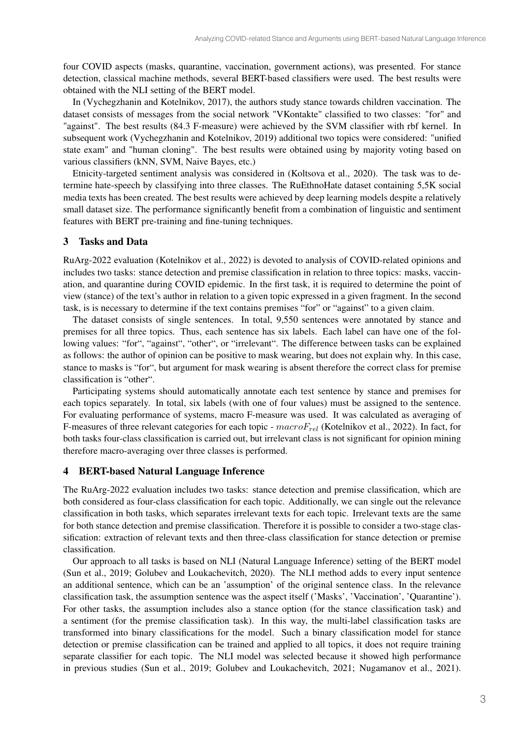four COVID aspects (masks, quarantine, vaccination, government actions), was presented. For stance detection, classical machine methods, several BERT-based classifiers were used. The best results were obtained with the NLI setting of the BERT model.

In (Vychegzhanin and Kotelnikov, 2017), the authors study stance towards children vaccination. The dataset consists of messages from the social network "VKontakte" classified to two classes: "for" and "against". The best results (84.3 F-measure) were achieved by the SVM classifier with rbf kernel. In subsequent work (Vychegzhanin and Kotelnikov, 2019) additional two topics were considered: "unified state exam" and "human cloning". The best results were obtained using by majority voting based on various classifiers (kNN, SVM, Naive Bayes, etc.)

Etnicity-targeted sentiment analysis was considered in (Koltsova et al., 2020). The task was to determine hate-speech by classifying into three classes. The RuEthnoHate dataset containing 5,5K social media texts has been created. The best results were achieved by deep learning models despite a relatively small dataset size. The performance significantly benefit from a combination of linguistic and sentiment features with BERT pre-training and fine-tuning techniques.

## 3 Tasks and Data

RuArg-2022 evaluation (Kotelnikov et al., 2022) is devoted to analysis of COVID-related opinions and includes two tasks: stance detection and premise classification in relation to three topics: masks, vaccination, and quarantine during COVID epidemic. In the first task, it is required to determine the point of view (stance) of the text's author in relation to a given topic expressed in a given fragment. In the second task, is is necessary to determine if the text contains premises "for" or "against" to a given claim.

The dataset consists of single sentences. In total, 9,550 sentences were annotated by stance and premises for all three topics. Thus, each sentence has six labels. Each label can have one of the following values: "for", "against", "other", or "irrelevant". The difference between tasks can be explained as follows: the author of opinion can be positive to mask wearing, but does not explain why. In this case, stance to masks is "for", but argument for mask wearing is absent therefore the correct class for premise classification is "other".

Participating systems should automatically annotate each test sentence by stance and premises for each topics separately. In total, six labels (with one of four values) must be assigned to the sentence. For evaluating performance of systems, macro F-measure was used. It was calculated as averaging of F-measures of three relevant categories for each topic - $macroF_{rel}$ (Kotelnikov et al., 2022). In fact, for both tasks four-class classification is carried out, but irrelevant class is not significant for opinion mining therefore macro-averaging over three classes is performed.

## 4 BERT-based Natural Language Inference

The RuArg-2022 evaluation includes two tasks: stance detection and premise classification, which are both considered as four-class classification for each topic. Additionally, we can single out the relevance classification in both tasks, which separates irrelevant texts for each topic. Irrelevant texts are the same for both stance detection and premise classification. Therefore it is possible to consider a two-stage classification: extraction of relevant texts and then three-class classification for stance detection or premise classification.

Our approach to all tasks is based on NLI (Natural Language Inference) setting of the BERT model (Sun et al., 2019; Golubev and Loukachevitch, 2020). The NLI method adds to every input sentence an additional sentence, which can be an 'assumption' of the original sentence class. In the relevance classification task, the assumption sentence was the aspect itself ('Masks', 'Vaccination', 'Quarantine'). For other tasks, the assumption includes also a stance option (for the stance classification task) and a sentiment (for the premise classification task). In this way, the multi-label classification tasks are transformed into binary classifications for the model. Such a binary classification model for stance detection or premise classification can be trained and applied to all topics, it does not require training separate classifier for each topic. The NLI model was selected because it showed high performance in previous studies (Sun et al., 2019; Golubev and Loukachevitch, 2021; Nugamanov et al., 2021).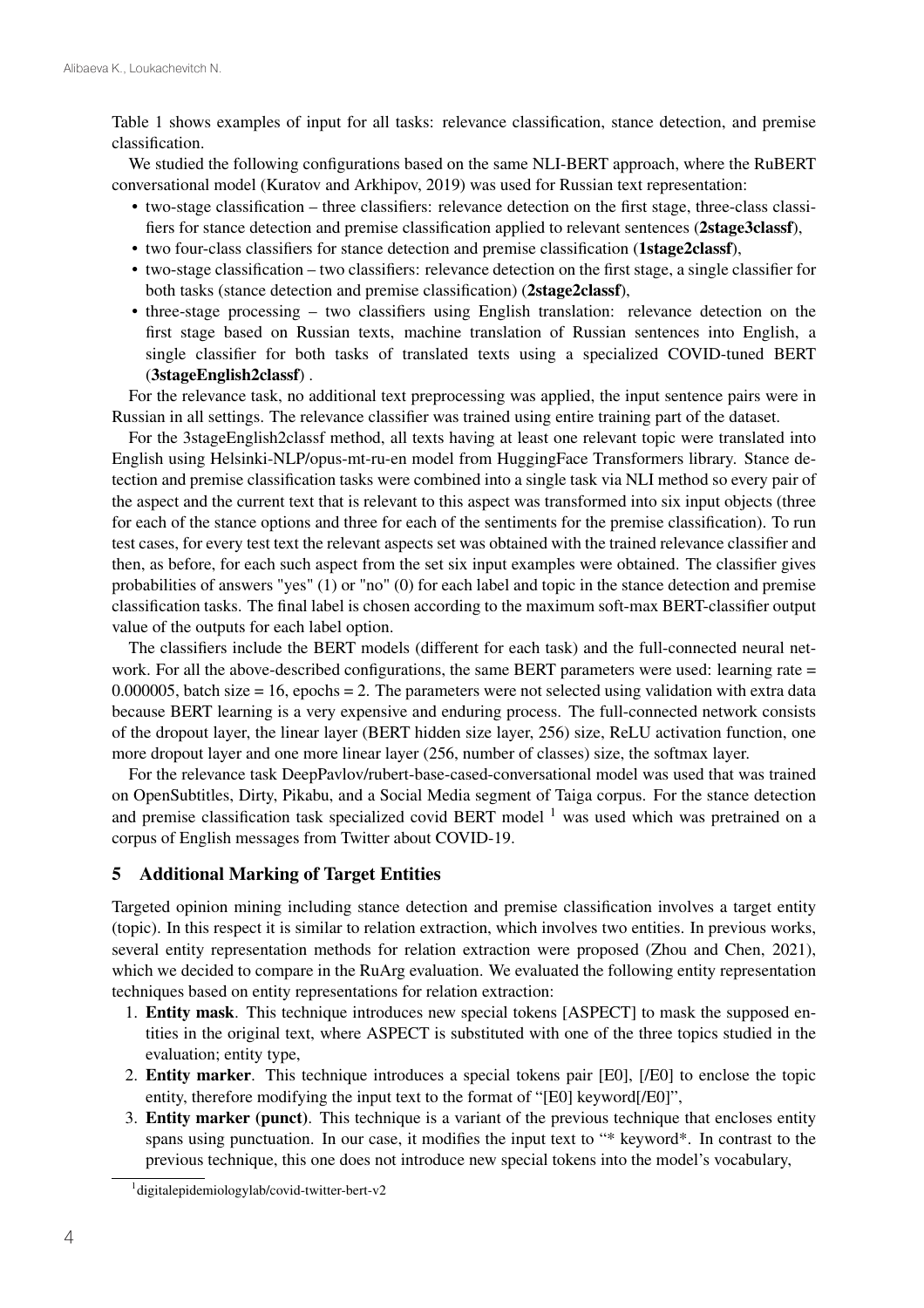Table 1 shows examples of input for all tasks: relevance classification, stance detection, and premise classification.

We studied the following configurations based on the same NLI-BERT approach, where the RuBERT conversational model (Kuratov and Arkhipov, 2019) was used for Russian text representation:

- two-stage classification – three classifiers: relevance detection on the first stage, three-class classifiers for stance detection and premise classification applied to relevant sentences (**2stage3classf**),
- two four-class classifiers for stance detection and premise classification (**1stage2classf**),
- two-stage classification – two classifiers: relevance detection on the first stage, a single classifier for both tasks (stance detection and premise classification) (**2stage2classf**),
- three-stage processing – two classifiers using English translation: relevance detection on the first stage based on Russian texts, machine translation of Russian sentences into English, a single classifier for both tasks of translated texts using a specialized COVID-tuned BERT (**3stageEnglish2classf**) .

For the relevance task, no additional text preprocessing was applied, the input sentence pairs were in Russian in all settings. The relevance classifier was trained using entire training part of the dataset.

For the 3stageEnglish2classf method, all texts having at least one relevant topic were translated into English using Helsinki-NLP/opus-mt-ru-en model from HuggingFace Transformers library. Stance detection and premise classification tasks were combined into a single task via NLI method so every pair of the aspect and the current text that is relevant to this aspect was transformed into six input objects (three for each of the stance options and three for each of the sentiments for the premise classification). To run test cases, for every test text the relevant aspects set was obtained with the trained relevance classifier and then, as before, for each such aspect from the set six input examples were obtained. The classifier gives probabilities of answers "yes" (1) or "no" (0) for each label and topic in the stance detection and premise classification tasks. The final label is chosen according to the maximum soft-max BERT-classifier output value of the outputs for each label option.

The classifiers include the BERT models (different for each task) and the full-connected neural network. For all the above-described configurations, the same BERT parameters were used: learning rate = 0.000005, batch size = 16, epochs = 2. The parameters were not selected using validation with extra data because BERT learning is a very expensive and enduring process. The full-connected network consists of the dropout layer, the linear layer (BERT hidden size layer, 256) size, ReLU activation function, one more dropout layer and one more linear layer (256, number of classes) size, the softmax layer.

For the relevance task DeepPavlov/rubert-base-cased-conversational model was used that was trained on OpenSubtitles, Dirty, Pikabu, and a Social Media segment of Taiga corpus. For the stance detection and premise classification task specialized covid BERT model [1] was used which was pretrained on a corpus of English messages from Twitter about COVID-19.

## 5 Additional Marking of Target Entities

Targeted opinion mining including stance detection and premise classification involves a target entity (topic). In this respect it is similar to relation extraction, which involves two entities. In previous works, several entity representation methods for relation extraction were proposed (Zhou and Chen, 2021), which we decided to compare in the RuArg evaluation. We evaluated the following entity representation techniques based on entity representations for relation extraction:

1. **Entity mask**. This technique introduces new special tokens [ASPECT] to mask the supposed entities in the original text, where ASPECT is substituted with one of the three topics studied in the evaluation; entity type,
2. **Entity marker**. This technique introduces a special tokens pair [E0], [/E0] to enclose the topic entity, therefore modifying the input text to the format of "[E0] keyword[/E0]",
3. **Entity marker (punct)**. This technique is a variant of the previous technique that encloses entity spans using punctuation. In our case, it modifies the input text to "* keyword*. In contrast to the previous technique, this one does not introduce new special tokens into the model's vocabulary,

[1] digitalepidemiologylab/covid-twitter-bert-v2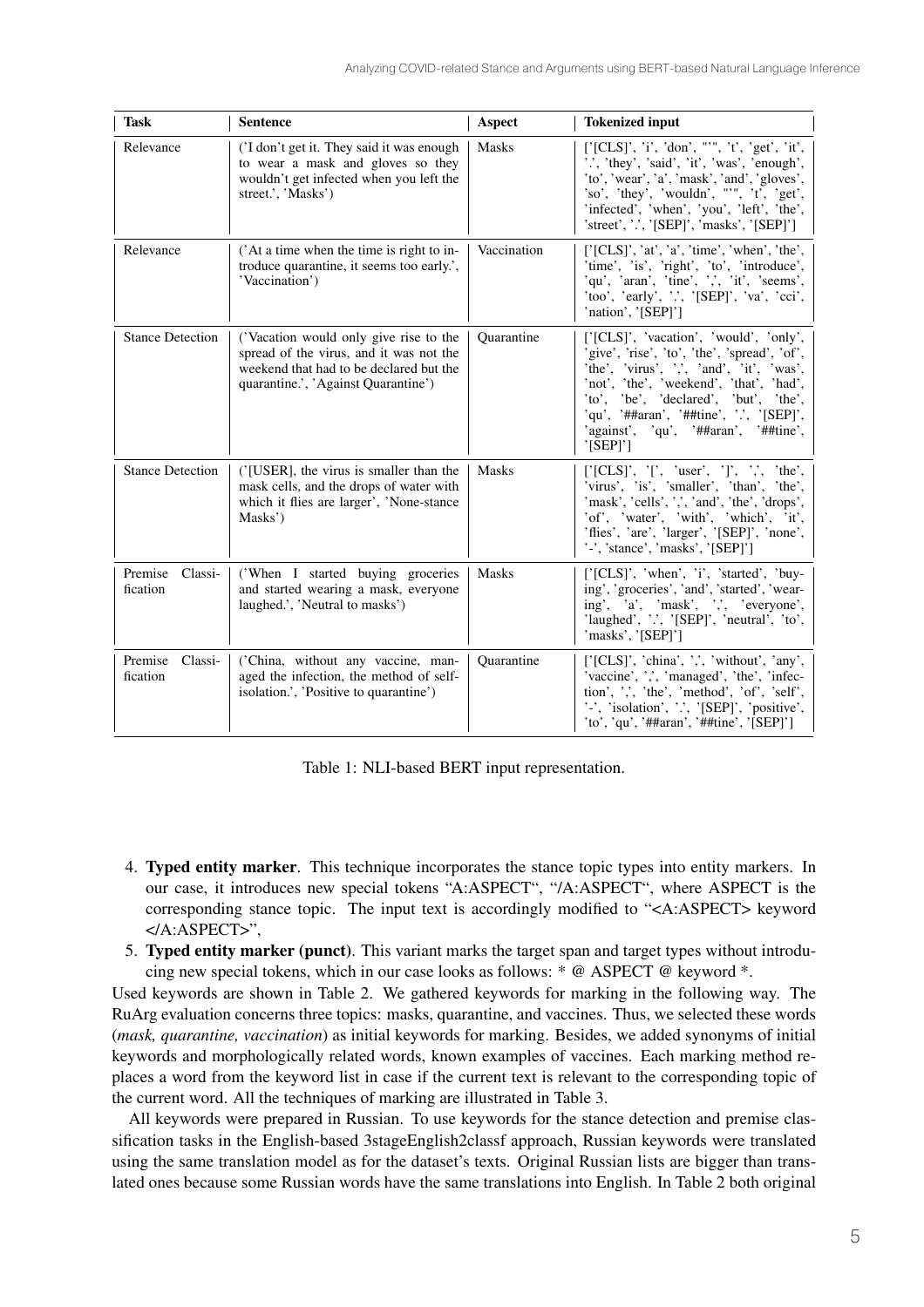| Task | Sentence | Aspect | Tokenized input |
|---|---|---|---|
| Relevance | ('I don't get it. They said it was enough to wear a mask and gloves so they wouldn't get infected when you left the street.', 'Masks') | Masks | ['[CLS]', 'i', 'don', "'", 't', 'get', 'it', '.', 'they', 'said', 'it', 'was', 'enough', 'to', 'wear', 'a', 'mask', 'and', 'gloves', 'so', 'they', 'wouldn', "'", 't', 'get', 'infected', 'when', 'you', 'left', 'the', 'street', '.', '[SEP]', 'masks', '[SEP]'] |
| Relevance | ('At a time when the time is right to introduce quarantine, it seems too early.', 'Vaccination') | Vaccination | ['[CLS]', 'at', 'a', 'time', 'when', 'the', 'time', 'is', 'right', 'to', 'introduce', 'qu', 'aran', 'tine', ',', 'it', 'seems', 'too', 'early', '.', '[SEP]', 'va', 'cci', 'nation', '[SEP]'] |
| Stance Detection | ('Vacation would only give rise to the spread of the virus, and it was not the weekend that had to be declared but the quarantine.', 'Against Quarantine') | Quarantine | ['[CLS]', 'vacation', 'would', 'only', 'give', 'rise', 'to', 'the', 'spread', 'of', 'the', 'virus', ',', 'and', 'it', 'was', 'not', 'the', 'weekend', 'that', 'had', 'to', 'be', 'declared', 'but', 'the', 'qu', '##aran', '##tine', '.', '[SEP]', 'against', 'qu', '##aran', '##tine', '[SEP]'] |
| Stance Detection | ('[USER], the virus is smaller than the mask cells, and the drops of water with which it flies are larger', 'None-stance Masks') | Masks | ['[CLS]', '[', 'user', ']', ',', 'the', 'virus', 'is', 'smaller', 'than', 'the', 'mask', 'cells', ',', 'and', 'the', 'drops', 'of', 'water', 'with', 'which', 'it', 'flies', 'are', 'larger', '[SEP]', 'none', '-', 'stance', 'masks', '[SEP]'] |
| Premise Classification | ('When I started buying groceries and started wearing a mask, everyone laughed.', 'Neutral to masks') | Masks | ['[CLS]', 'when', 'i', 'started', 'buying', 'groceries', 'and', 'started', 'wearing', 'a', 'mask', ',', 'everyone', 'laughed', '.', '[SEP]', 'neutral', 'to', 'masks', '[SEP]'] |
| Premise Classification | ('China, without any vaccine, managed the infection, the method of self-isolation.', 'Positive to quarantine') | Quarantine | ['[CLS]', 'china', ',', 'without', 'any', 'vaccine', ',', 'managed', 'the', 'infection', ',', 'the', 'method', 'of', 'self', '-', 'isolation', '.', '[SEP]', 'positive', 'to', 'qu', '##aran', '##tine', '[SEP]'] |

Table 1: NLI-based BERT input representation.

4. **Typed entity marker**. This technique incorporates the stance topic types into entity markers. In our case, it introduces new special tokens "A:ASPECT", "/A:ASPECT", where ASPECT is the corresponding stance topic. The input text is accordingly modified to "<A:ASPECT> keyword </A:ASPECT>",
5. **Typed entity marker (punct)**. This variant marks the target span and target types without introducing new special tokens, which in our case looks as follows: * @ ASPECT @ keyword *.

Used keywords are shown in Table 2. We gathered keywords for marking in the following way. The RuArg evaluation concerns three topics: masks, quarantine, and vaccines. Thus, we selected these words (*mask, quarantine, vaccination*) as initial keywords for marking. Besides, we added synonyms of initial keywords and morphologically related words, known examples of vaccines. Each marking method replaces a word from the keyword list in case if the current text is relevant to the corresponding topic of the current word. All the techniques of marking are illustrated in Table 3.

All keywords were prepared in Russian. To use keywords for the stance detection and premise classification tasks in the English-based 3stageEnglish2classf approach, Russian keywords were translated using the same translation model as for the dataset's texts. Original Russian lists are bigger than translated ones because some Russian words have the same translations into English. In Table 2 both original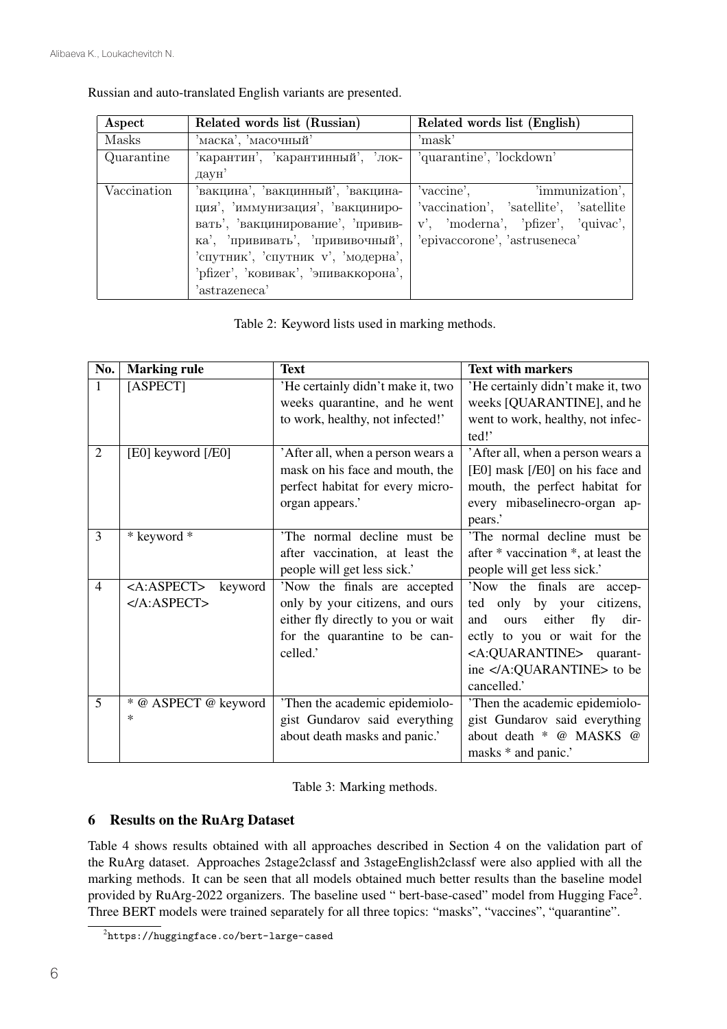Russian and auto-translated English variants are presented.

| Aspect | Related words list (Russian) | Related words list (English) |
|---|---|---|
| Masks | 'маска', 'масочный' | 'mask' |
| Quarantine | 'карантин', 'карантинный', 'локдаун' | 'quarantine', 'lockdown' |
| Vaccination | 'вакцина', 'вакцинный', 'вакцинация', 'иммунизация', 'вакцинировать', 'вакцинирование', 'прививка', 'прививать', 'прививочный', 'спутник', 'спутник v', 'модерна', 'pfizer', 'ковивак', 'эпиваккорона', 'astrazeneca' | 'vaccine', 'immunization', 'vaccination', 'satellite', 'satellite v', 'moderna', 'pfizer', 'quivac', 'epivaccorone', 'astruseneca' |

Table 2: Keyword lists used in marking methods.

| No. | Marking rule | Text | Text with markers |
|---|---|---|---|
| 1 | [ASPECT] | 'He certainly didn't make it, two weeks quarantine, and he went to work, healthy, not infected!' | 'He certainly didn't make it, two weeks [QUARANTINE], and he went to work, healthy, not infected!' |
| 2 | [E0] keyword [/E0] | 'After all, when a person wears a mask on his face and mouth, the perfect habitat for every micro-organ appears.' | 'After all, when a person wears a [E0] mask [/E0] on his face and mouth, the perfect habitat for every mibaselinecro-organ appears.' |
| 3 | * keyword * | 'The normal decline must be after vaccination, at least the people will get less sick.' | 'The normal decline must be after * vaccination *, at least the people will get less sick.' |
| 4 | <A:ASPECT> keyword </A:ASPECT> | 'Now the finals are accepted only by your citizens, and ours either fly directly to you or wait for the quarantine to be cancelled.' | 'Now the finals are accepted only by your citizens, and ours either fly directly to you or wait for the <A:QUARANTINE> quarantine </A:QUARANTINE> to be cancelled.' |
| 5 | * @ ASPECT @ keyword * | 'Then the academic epidemiologist Gundarov said everything about death masks and panic.' | 'Then the academic epidemiologist Gundarov said everything about death * @ MASKS @ masks * and panic.' |

Table 3: Marking methods.

## 6 Results on the RuArg Dataset

Table 4 shows results obtained with all approaches described in Section 4 on the validation part of the RuArg dataset. Approaches 2stage2classf and 3stageEnglish2classf were also applied with all the marking methods. It can be seen that all models obtained much better results than the baseline model provided by RuArg-2022 organizers. The baseline used " bert-base-cased" model from Hugging Face[2]. Three BERT models were trained separately for all three topics: "masks", "vaccines", "quarantine".

[2]https://huggingface.co/bert-large-cased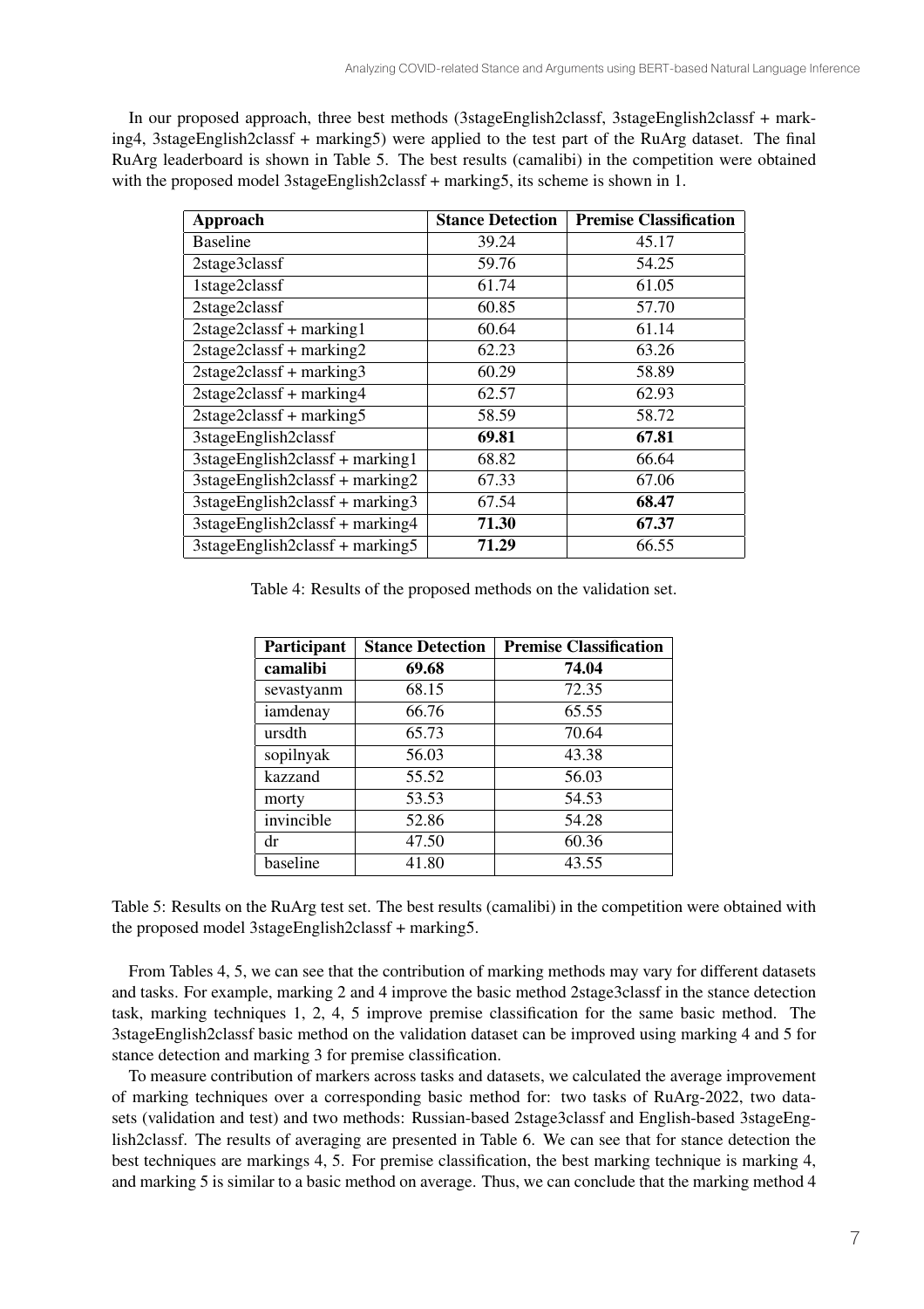In our proposed approach, three best methods (3stageEnglish2classf, 3stageEnglish2classf + marking4, 3stageEnglish2classf + marking5) were applied to the test part of the RuArg dataset. The final RuArg leaderboard is shown in Table 5. The best results (camalibi) in the competition were obtained with the proposed model 3stageEnglish2classf + marking5, its scheme is shown in 1.

| Approach | Stance Detection | Premise Classification |
|---|---|---|
| Baseline | 39.24 | 45.17 |
| 2stage3classf | 59.76 | 54.25 |
| 1stage2classf | 61.74 | 61.05 |
| 2stage2classf | 60.85 | 57.70 |
| 2stage2classf + marking1 | 60.64 | 61.14 |
| 2stage2classf + marking2 | 62.23 | 63.26 |
| 2stage2classf + marking3 | 60.29 | 58.89 |
| 2stage2classf + marking4 | 62.57 | 62.93 |
| 2stage2classf + marking5 | 58.59 | 58.72 |
| 3stageEnglish2classf | **69.81** | **67.81** |
| 3stageEnglish2classf + marking1 | 68.82 | 66.64 |
| 3stageEnglish2classf + marking2 | 67.33 | 67.06 |
| 3stageEnglish2classf + marking3 | 67.54 | **68.47** |
| 3stageEnglish2classf + marking4 | **71.30** | **67.37** |
| 3stageEnglish2classf + marking5 | **71.29** | 66.55 |

Table 4: Results of the proposed methods on the validation set.

| Participant | Stance Detection | Premise Classification |
|---|---|---|
| **camalibi** | **69.68** | **74.04** |
| sevastyanm | 68.15 | 72.35 |
| iamdenay | 66.76 | 65.55 |
| ursdth | 65.73 | 70.64 |
| sopilnyak | 56.03 | 43.38 |
| kazzand | 55.52 | 56.03 |
| morty | 53.53 | 54.53 |
| invincible | 52.86 | 54.28 |
| dr | 47.50 | 60.36 |
| baseline | 41.80 | 43.55 |

Table 5: Results on the RuArg test set. The best results (camalibi) in the competition were obtained with the proposed model 3stageEnglish2classf + marking5.

From Tables 4, 5, we can see that the contribution of marking methods may vary for different datasets and tasks. For example, marking 2 and 4 improve the basic method 2stage3classf in the stance detection task, marking techniques 1, 2, 4, 5 improve premise classification for the same basic method. The 3stageEnglish2classf basic method on the validation dataset can be improved using marking 4 and 5 for stance detection and marking 3 for premise classification.

To measure contribution of markers across tasks and datasets, we calculated the average improvement of marking techniques over a corresponding basic method for: two tasks of RuArg-2022, two datasets (validation and test) and two methods: Russian-based 2stage3classf and English-based 3stageEnglish2classf. The results of averaging are presented in Table 6. We can see that for stance detection the best techniques are markings 4, 5. For premise classification, the best marking technique is marking 4, and marking 5 is similar to a basic method on average. Thus, we can conclude that the marking method 4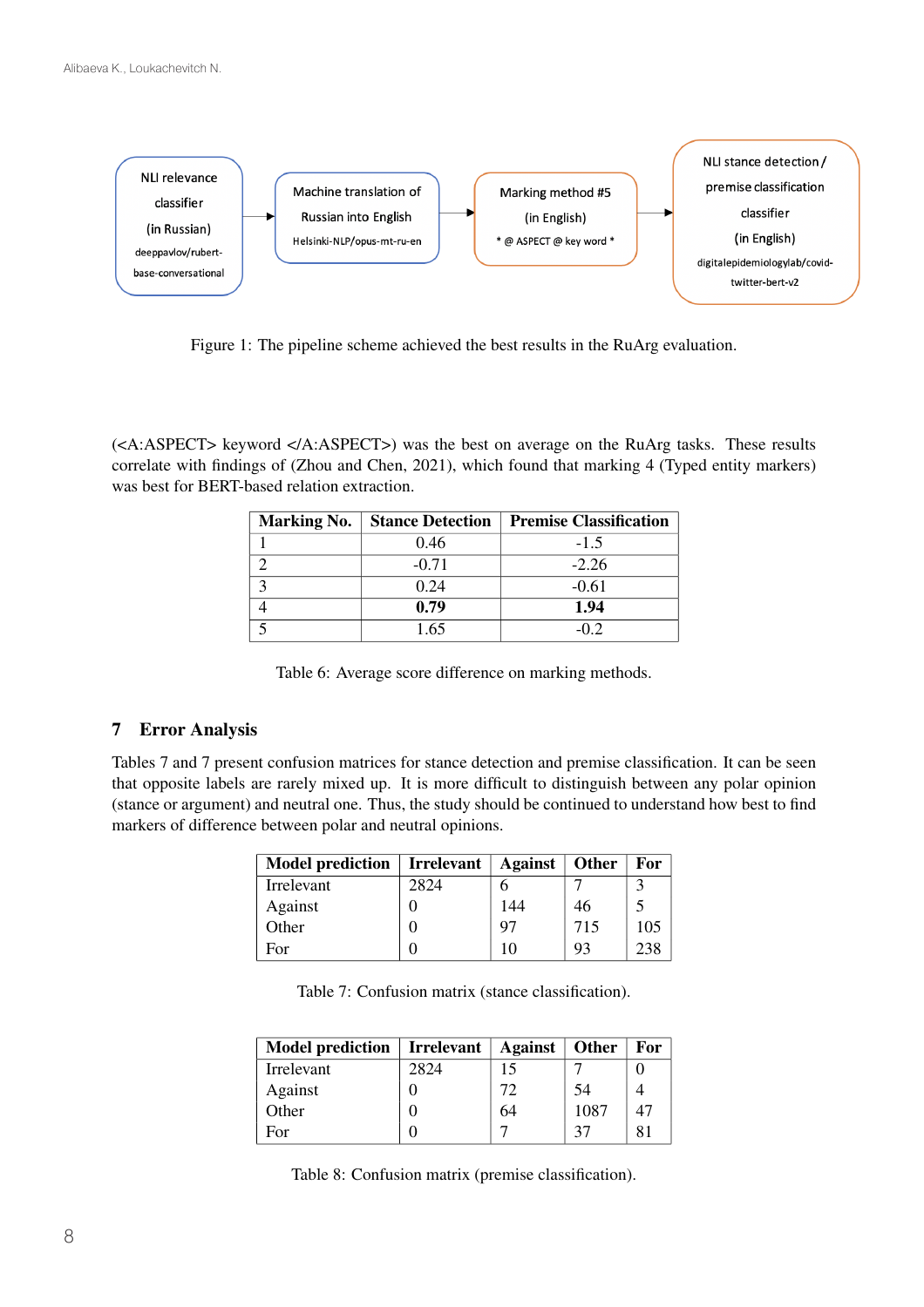NLI relevance classifier (in Russian) deeppavlov/rubert-base-conversational → Machine translation of Russian into English Helsinki-NLP/opus-mt-ru-en → Marking method #5 (in English) * @ ASPECT @ key word * → NLI stance detection / premise classification classifier (in English) digitalepidemiologylab/covid-twitter-bert-v2

Figure 1: The pipeline scheme achieved the best results in the RuArg evaluation.

(<A:ASPECT> keyword </A:ASPECT>) was the best on average on the RuArg tasks. These results correlate with findings of (Zhou and Chen, 2021), which found that marking 4 (Typed entity markers) was best for BERT-based relation extraction.

| Marking No. | Stance Detection | Premise Classification |
|---|---|---|
| 1 | 0.46 | -1.5 |
| 2 | -0.71 | -2.26 |
| 3 | 0.24 | -0.61 |
| 4 | **0.79** | **1.94** |
| 5 | 1.65 | -0.2 |

Table 6: Average score difference on marking methods.

## 7 Error Analysis

Tables 7 and 7 present confusion matrices for stance detection and premise classification. It can be seen that opposite labels are rarely mixed up. It is more difficult to distinguish between any polar opinion (stance or argument) and neutral one. Thus, the study should be continued to understand how best to find markers of difference between polar and neutral opinions.

| Model prediction | Irrelevant | Against | Other | For |
|---|---|---|---|---|
| Irrelevant | 2824 | 6 | 7 | 3 |
| Against | 0 | 144 | 46 | 5 |
| Other | 0 | 97 | 715 | 105 |
| For | 0 | 10 | 93 | 238 |

Table 7: Confusion matrix (stance classification).

| Model prediction | Irrelevant | Against | Other | For |
|---|---|---|---|---|
| Irrelevant | 2824 | 15 | 7 | 0 |
| Against | 0 | 72 | 54 | 4 |
| Other | 0 | 64 | 1087 | 47 |
| For | 0 | 7 | 37 | 81 |

Table 8: Confusion matrix (premise classification).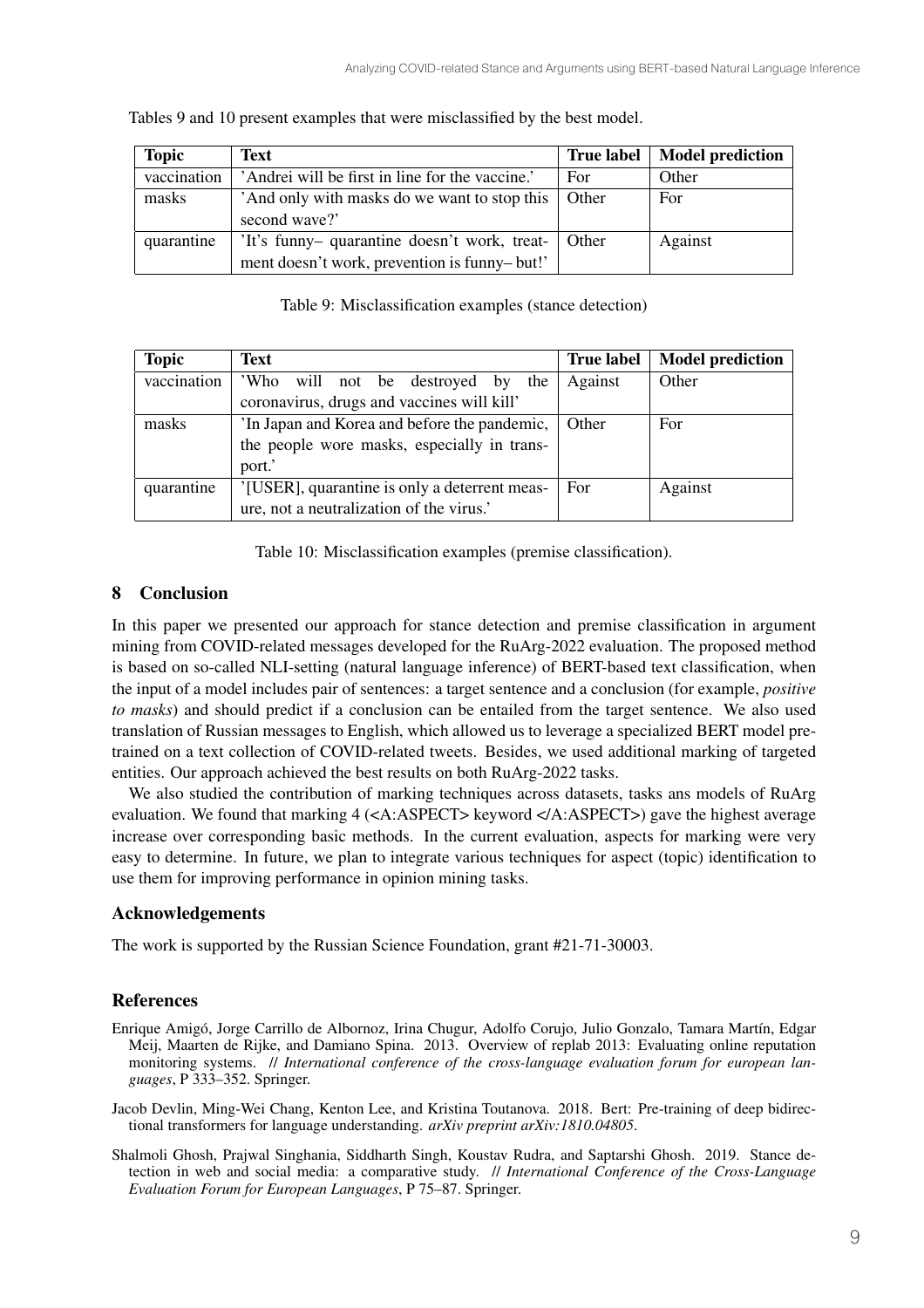Tables 9 and 10 present examples that were misclassified by the best model.

| Topic | Text | True label | Model prediction |
|---|---|---|---|
| vaccination | 'Andrei will be first in line for the vaccine.' | For | Other |
| masks | 'And only with masks do we want to stop this second wave?' | Other | For |
| quarantine | 'It's funny– quarantine doesn't work, treatment doesn't work, prevention is funny– but!' | Other | Against |

Table 9: Misclassification examples (stance detection)

| Topic | Text | True label | Model prediction |
|---|---|---|---|
| vaccination | 'Who will not be destroyed by the coronavirus, drugs and vaccines will kill' | Against | Other |
| masks | 'In Japan and Korea and before the pandemic, the people wore masks, especially in transport.' | Other | For |
| quarantine | '[USER], quarantine is only a deterrent measure, not a neutralization of the virus.' | For | Against |

Table 10: Misclassification examples (premise classification).

## 8 Conclusion

In this paper we presented our approach for stance detection and premise classification in argument mining from COVID-related messages developed for the RuArg-2022 evaluation. The proposed method is based on so-called NLI-setting (natural language inference) of BERT-based text classification, when the input of a model includes pair of sentences: a target sentence and a conclusion (for example, *positive to masks*) and should predict if a conclusion can be entailed from the target sentence. We also used translation of Russian messages to English, which allowed us to leverage a specialized BERT model pretrained on a text collection of COVID-related tweets. Besides, we used additional marking of targeted entities. Our approach achieved the best results on both RuArg-2022 tasks.

We also studied the contribution of marking techniques across datasets, tasks ans models of RuArg evaluation. We found that marking 4 (<A:ASPECT> keyword </A:ASPECT>) gave the highest average increase over corresponding basic methods. In the current evaluation, aspects for marking were very easy to determine. In future, we plan to integrate various techniques for aspect (topic) identification to use them for improving performance in opinion mining tasks.

### Acknowledgements

The work is supported by the Russian Science Foundation, grant #21-71-30003.

### References

Enrique Amigó, Jorge Carrillo de Albornoz, Irina Chugur, Adolfo Corujo, Julio Gonzalo, Tamara Martín, Edgar Meij, Maarten de Rijke, and Damiano Spina. 2013. Overview of replab 2013: Evaluating online reputation monitoring systems. // *International conference of the cross-language evaluation forum for european languages*, P 333–352. Springer.

Jacob Devlin, Ming-Wei Chang, Kenton Lee, and Kristina Toutanova. 2018. Bert: Pre-training of deep bidirectional transformers for language understanding. *arXiv preprint arXiv:1810.04805*.

Shalmoli Ghosh, Prajwal Singhania, Siddharth Singh, Koustav Rudra, and Saptarshi Ghosh. 2019. Stance detection in web and social media: a comparative study. // *International Conference of the Cross-Language Evaluation Forum for European Languages*, P 75–87. Springer.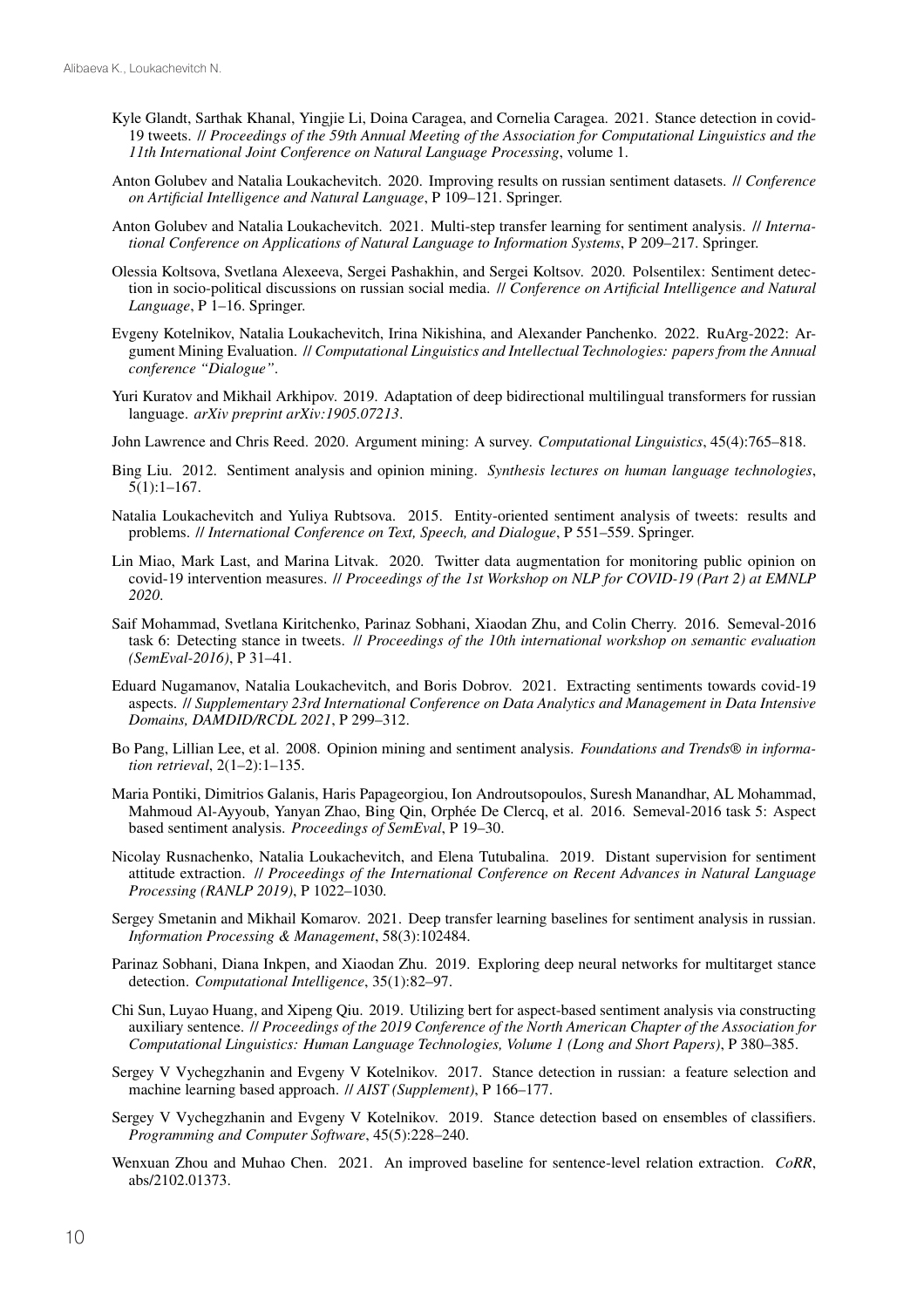Kyle Glandt, Sarthak Khanal, Yingjie Li, Doina Caragea, and Cornelia Caragea. 2021. Stance detection in covid-19 tweets. // *Proceedings of the 59th Annual Meeting of the Association for Computational Linguistics and the 11th International Joint Conference on Natural Language Processing*, volume 1.

Anton Golubev and Natalia Loukachevitch. 2020. Improving results on russian sentiment datasets. // *Conference on Artificial Intelligence and Natural Language*, P 109–121. Springer.

Anton Golubev and Natalia Loukachevitch. 2021. Multi-step transfer learning for sentiment analysis. // *International Conference on Applications of Natural Language to Information Systems*, P 209–217. Springer.

Olessia Koltsova, Svetlana Alexeeva, Sergei Pashakhin, and Sergei Koltsov. 2020. Polsentilex: Sentiment detection in socio-political discussions on russian social media. // *Conference on Artificial Intelligence and Natural Language*, P 1–16. Springer.

Evgeny Kotelnikov, Natalia Loukachevitch, Irina Nikishina, and Alexander Panchenko. 2022. RuArg-2022: Argument Mining Evaluation. // *Computational Linguistics and Intellectual Technologies: papers from the Annual conference "Dialogue"*.

Yuri Kuratov and Mikhail Arkhipov. 2019. Adaptation of deep bidirectional multilingual transformers for russian language. *arXiv preprint arXiv:1905.07213*.

John Lawrence and Chris Reed. 2020. Argument mining: A survey. *Computational Linguistics*, 45(4):765–818.

Bing Liu. 2012. Sentiment analysis and opinion mining. *Synthesis lectures on human language technologies*, 5(1):1–167.

Natalia Loukachevitch and Yuliya Rubtsova. 2015. Entity-oriented sentiment analysis of tweets: results and problems. // *International Conference on Text, Speech, and Dialogue*, P 551–559. Springer.

Lin Miao, Mark Last, and Marina Litvak. 2020. Twitter data augmentation for monitoring public opinion on covid-19 intervention measures. // *Proceedings of the 1st Workshop on NLP for COVID-19 (Part 2) at EMNLP 2020*.

Saif Mohammad, Svetlana Kiritchenko, Parinaz Sobhani, Xiaodan Zhu, and Colin Cherry. 2016. Semeval-2016 task 6: Detecting stance in tweets. // *Proceedings of the 10th international workshop on semantic evaluation (SemEval-2016)*, P 31–41.

Eduard Nugamanov, Natalia Loukachevitch, and Boris Dobrov. 2021. Extracting sentiments towards covid-19 aspects. // *Supplementary 23rd International Conference on Data Analytics and Management in Data Intensive Domains, DAMDID/RCDL 2021*, P 299–312.

Bo Pang, Lillian Lee, et al. 2008. Opinion mining and sentiment analysis. *Foundations and Trends® in information retrieval*, 2(1–2):1–135.

Maria Pontiki, Dimitrios Galanis, Haris Papageorgiou, Ion Androutsopoulos, Suresh Manandhar, AL Mohammad, Mahmoud Al-Ayyoub, Yanyan Zhao, Bing Qin, Orphée De Clercq, et al. 2016. Semeval-2016 task 5: Aspect based sentiment analysis. *Proceedings of SemEval*, P 19–30.

Nicolay Rusnachenko, Natalia Loukachevitch, and Elena Tutubalina. 2019. Distant supervision for sentiment attitude extraction. // *Proceedings of the International Conference on Recent Advances in Natural Language Processing (RANLP 2019)*, P 1022–1030.

Sergey Smetanin and Mikhail Komarov. 2021. Deep transfer learning baselines for sentiment analysis in russian. *Information Processing & Management*, 58(3):102484.

Parinaz Sobhani, Diana Inkpen, and Xiaodan Zhu. 2019. Exploring deep neural networks for multitarget stance detection. *Computational Intelligence*, 35(1):82–97.

Chi Sun, Luyao Huang, and Xipeng Qiu. 2019. Utilizing bert for aspect-based sentiment analysis via constructing auxiliary sentence. // *Proceedings of the 2019 Conference of the North American Chapter of the Association for Computational Linguistics: Human Language Technologies, Volume 1 (Long and Short Papers)*, P 380–385.

Sergey V Vychegzhanin and Evgeny V Kotelnikov. 2017. Stance detection in russian: a feature selection and machine learning based approach. // *AIST (Supplement)*, P 166–177.

Sergey V Vychegzhanin and Evgeny V Kotelnikov. 2019. Stance detection based on ensembles of classifiers. *Programming and Computer Software*, 45(5):228–240.

Wenxuan Zhou and Muhao Chen. 2021. An improved baseline for sentence-level relation extraction. *CoRR*, abs/2102.01373.